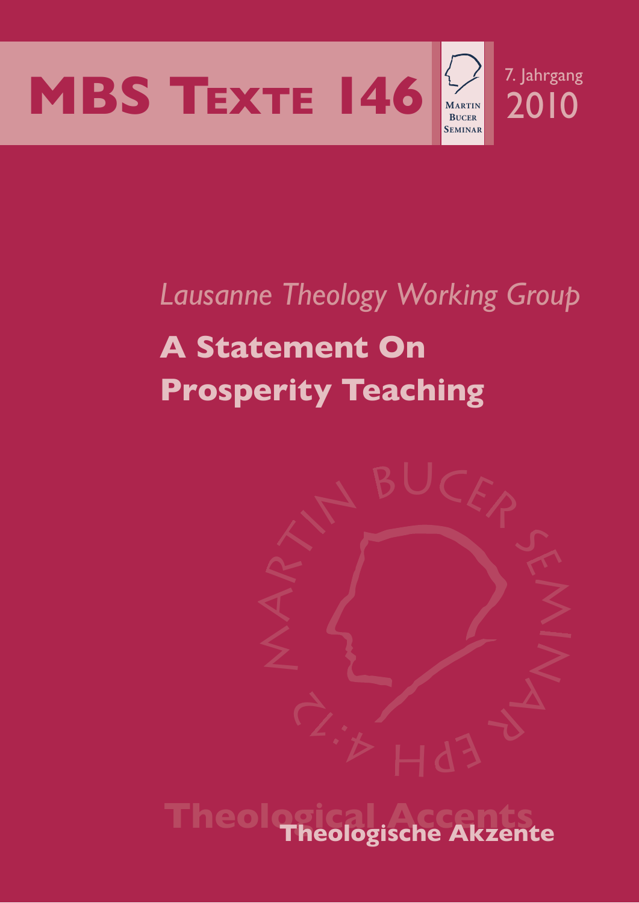# MBS Texte 146

7. Jahrgang
2010

*Lausanne Theology Working Group*

## A Statement On Prosperity Teaching

Theological Accents

Theologische Akzente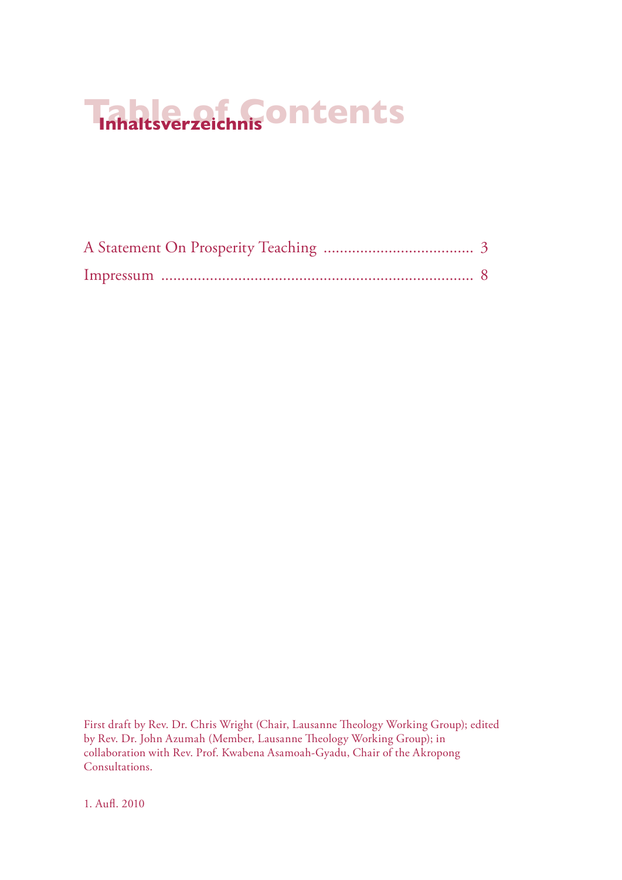# Table of Contents

## Inhaltsverzeichnis

A Statement On Prosperity Teaching ..................................... 3

Impressum ........................................................................... 8

First draft by Rev. Dr. Chris Wright (Chair, Lausanne Theology Working Group); edited by Rev. Dr. John Azumah (Member, Lausanne Theology Working Group); in collaboration with Rev. Prof. Kwabena Asamoah-Gyadu, Chair of the Akropong Consultations.

1. Aufl. 2010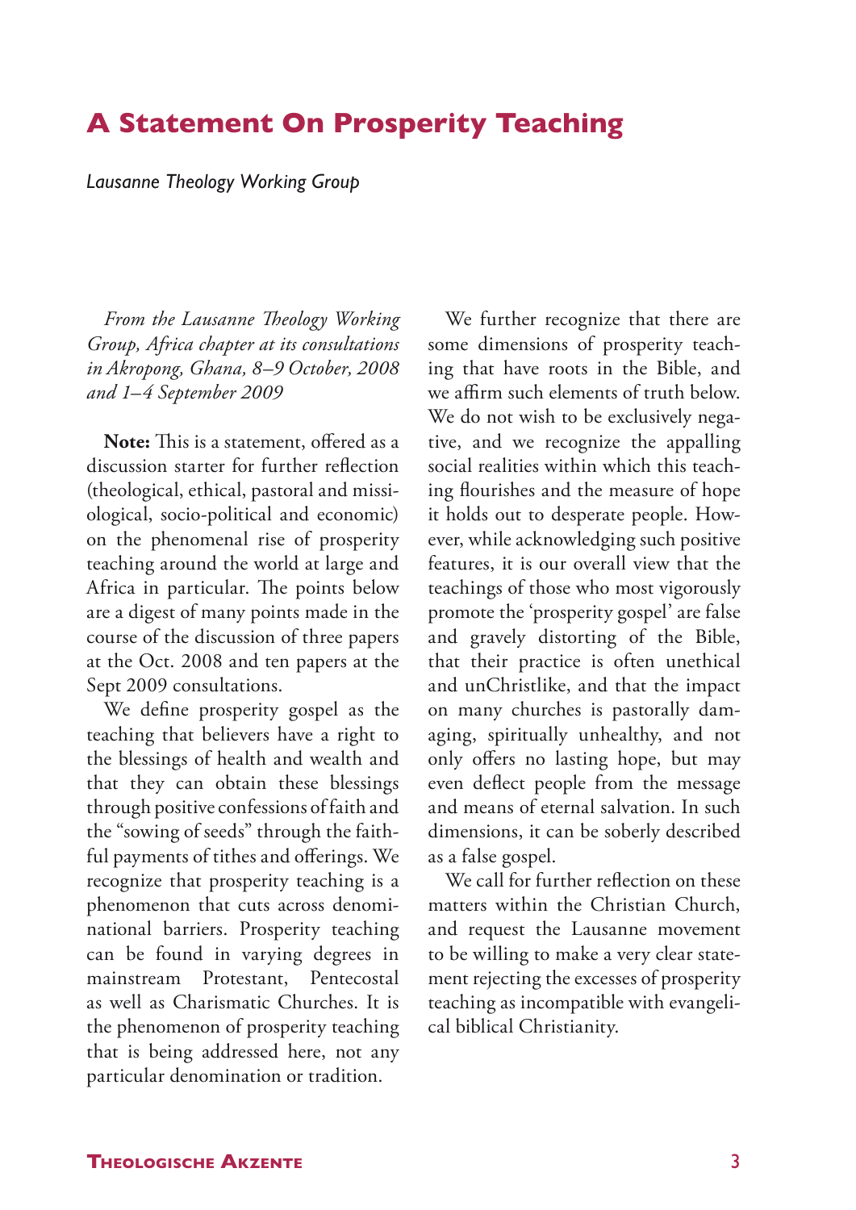# A Statement On Prosperity Teaching

*Lausanne Theology Working Group*

*From the Lausanne Theology Working Group, Africa chapter at its consultations in Akropong, Ghana, 8–9 October, 2008 and 1–4 September 2009*

**Note:** This is a statement, offered as a discussion starter for further reflection (theological, ethical, pastoral and missiological, socio-political and economic) on the phenomenal rise of prosperity teaching around the world at large and Africa in particular. The points below are a digest of many points made in the course of the discussion of three papers at the Oct. 2008 and ten papers at the Sept 2009 consultations.

We define prosperity gospel as the teaching that believers have a right to the blessings of health and wealth and that they can obtain these blessings through positive confessions of faith and the "sowing of seeds" through the faithful payments of tithes and offerings. We recognize that prosperity teaching is a phenomenon that cuts across denominational barriers. Prosperity teaching can be found in varying degrees in mainstream Protestant, Pentecostal as well as Charismatic Churches. It is the phenomenon of prosperity teaching that is being addressed here, not any particular denomination or tradition.

We further recognize that there are some dimensions of prosperity teaching that have roots in the Bible, and we affirm such elements of truth below. We do not wish to be exclusively negative, and we recognize the appalling social realities within which this teaching flourishes and the measure of hope it holds out to desperate people. However, while acknowledging such positive features, it is our overall view that the teachings of those who most vigorously promote the 'prosperity gospel' are false and gravely distorting of the Bible, that their practice is often unethical and unChristlike, and that the impact on many churches is pastorally damaging, spiritually unhealthy, and not only offers no lasting hope, but may even deflect people from the message and means of eternal salvation. In such dimensions, it can be soberly described as a false gospel.

We call for further reflection on these matters within the Christian Church, and request the Lausanne movement to be willing to make a very clear statement rejecting the excesses of prosperity teaching as incompatible with evangelical biblical Christianity.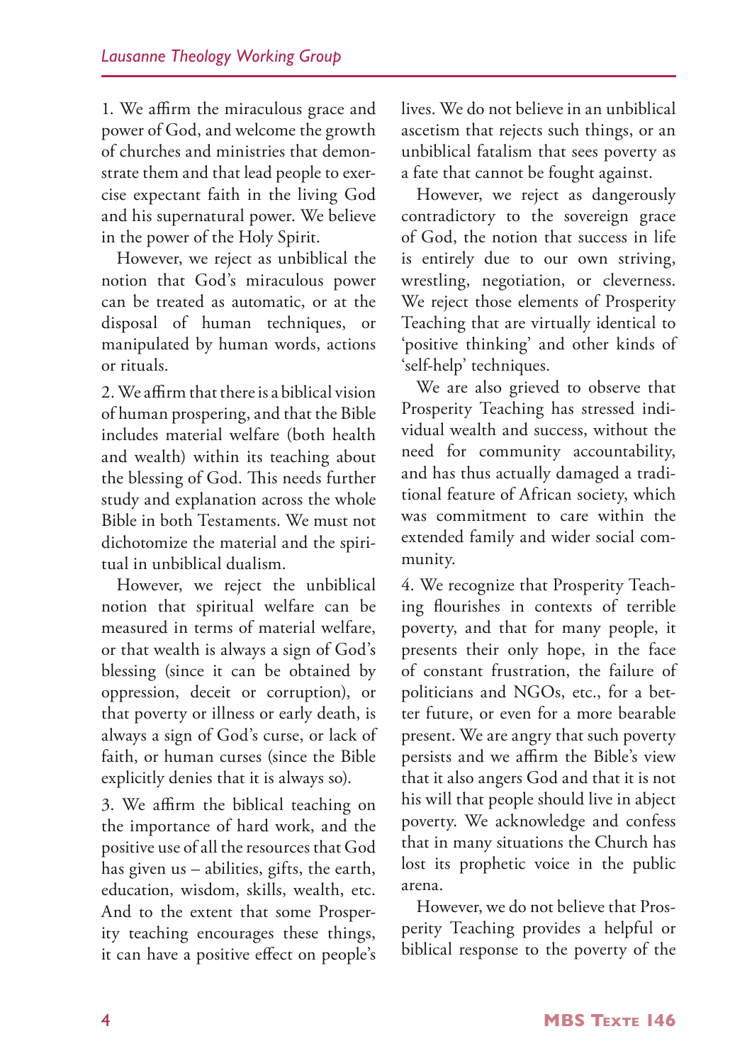1. We affirm the miraculous grace and power of God, and welcome the growth of churches and ministries that demonstrate them and that lead people to exercise expectant faith in the living God and his supernatural power. We believe in the power of the Holy Spirit.

However, we reject as unbiblical the notion that God's miraculous power can be treated as automatic, or at the disposal of human techniques, or manipulated by human words, actions or rituals.

2. We affirm that there is a biblical vision of human prospering, and that the Bible includes material welfare (both health and wealth) within its teaching about the blessing of God. This needs further study and explanation across the whole Bible in both Testaments. We must not dichotomize the material and the spiritual in unbiblical dualism.

However, we reject the unbiblical notion that spiritual welfare can be measured in terms of material welfare, or that wealth is always a sign of God's blessing (since it can be obtained by oppression, deceit or corruption), or that poverty or illness or early death, is always a sign of God's curse, or lack of faith, or human curses (since the Bible explicitly denies that it is always so).

3. We affirm the biblical teaching on the importance of hard work, and the positive use of all the resources that God has given us – abilities, gifts, the earth, education, wisdom, skills, wealth, etc. And to the extent that some Prosperity teaching encourages these things, it can have a positive effect on people's lives. We do not believe in an unbiblical ascetism that rejects such things, or an unbiblical fatalism that sees poverty as a fate that cannot be fought against.

However, we reject as dangerously contradictory to the sovereign grace of God, the notion that success in life is entirely due to our own striving, wrestling, negotiation, or cleverness. We reject those elements of Prosperity Teaching that are virtually identical to 'positive thinking' and other kinds of 'self-help' techniques.

We are also grieved to observe that Prosperity Teaching has stressed individual wealth and success, without the need for community accountability, and has thus actually damaged a traditional feature of African society, which was commitment to care within the extended family and wider social community.

4. We recognize that Prosperity Teaching flourishes in contexts of terrible poverty, and that for many people, it presents their only hope, in the face of constant frustration, the failure of politicians and NGOs, etc., for a better future, or even for a more bearable present. We are angry that such poverty persists and we affirm the Bible's view that it also angers God and that it is not his will that people should live in abject poverty. We acknowledge and confess that in many situations the Church has lost its prophetic voice in the public arena.

However, we do not believe that Prosperity Teaching provides a helpful or biblical response to the poverty of the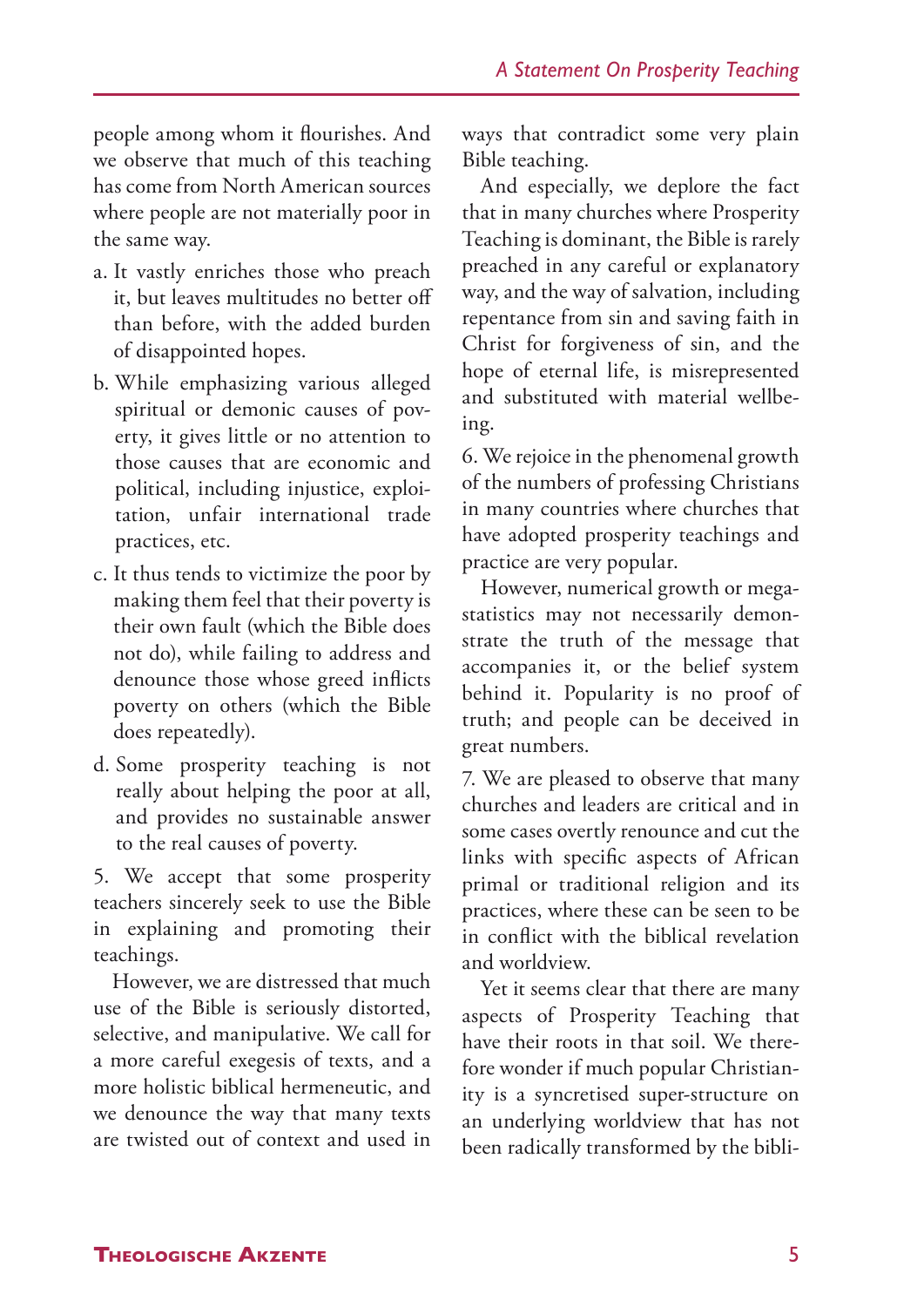people among whom it flourishes. And we observe that much of this teaching has come from North American sources where people are not materially poor in the same way.

a. It vastly enriches those who preach it, but leaves multitudes no better off than before, with the added burden of disappointed hopes.

b. While emphasizing various alleged spiritual or demonic causes of poverty, it gives little or no attention to those causes that are economic and political, including injustice, exploitation, unfair international trade practices, etc.

c. It thus tends to victimize the poor by making them feel that their poverty is their own fault (which the Bible does not do), while failing to address and denounce those whose greed inflicts poverty on others (which the Bible does repeatedly).

d. Some prosperity teaching is not really about helping the poor at all, and provides no sustainable answer to the real causes of poverty.

5. We accept that some prosperity teachers sincerely seek to use the Bible in explaining and promoting their teachings.

However, we are distressed that much use of the Bible is seriously distorted, selective, and manipulative. We call for a more careful exegesis of texts, and a more holistic biblical hermeneutic, and we denounce the way that many texts are twisted out of context and used in ways that contradict some very plain Bible teaching.

And especially, we deplore the fact that in many churches where Prosperity Teaching is dominant, the Bible is rarely preached in any careful or explanatory way, and the way of salvation, including repentance from sin and saving faith in Christ for forgiveness of sin, and the hope of eternal life, is misrepresented and substituted with material wellbeing.

6. We rejoice in the phenomenal growth of the numbers of professing Christians in many countries where churches that have adopted prosperity teachings and practice are very popular.

However, numerical growth or mega-statistics may not necessarily demonstrate the truth of the message that accompanies it, or the belief system behind it. Popularity is no proof of truth; and people can be deceived in great numbers.

7. We are pleased to observe that many churches and leaders are critical and in some cases overtly renounce and cut the links with specific aspects of African primal or traditional religion and its practices, where these can be seen to be in conflict with the biblical revelation and worldview.

Yet it seems clear that there are many aspects of Prosperity Teaching that have their roots in that soil. We therefore wonder if much popular Christianity is a syncretised super-structure on an underlying worldview that has not been radically transformed by the bibli-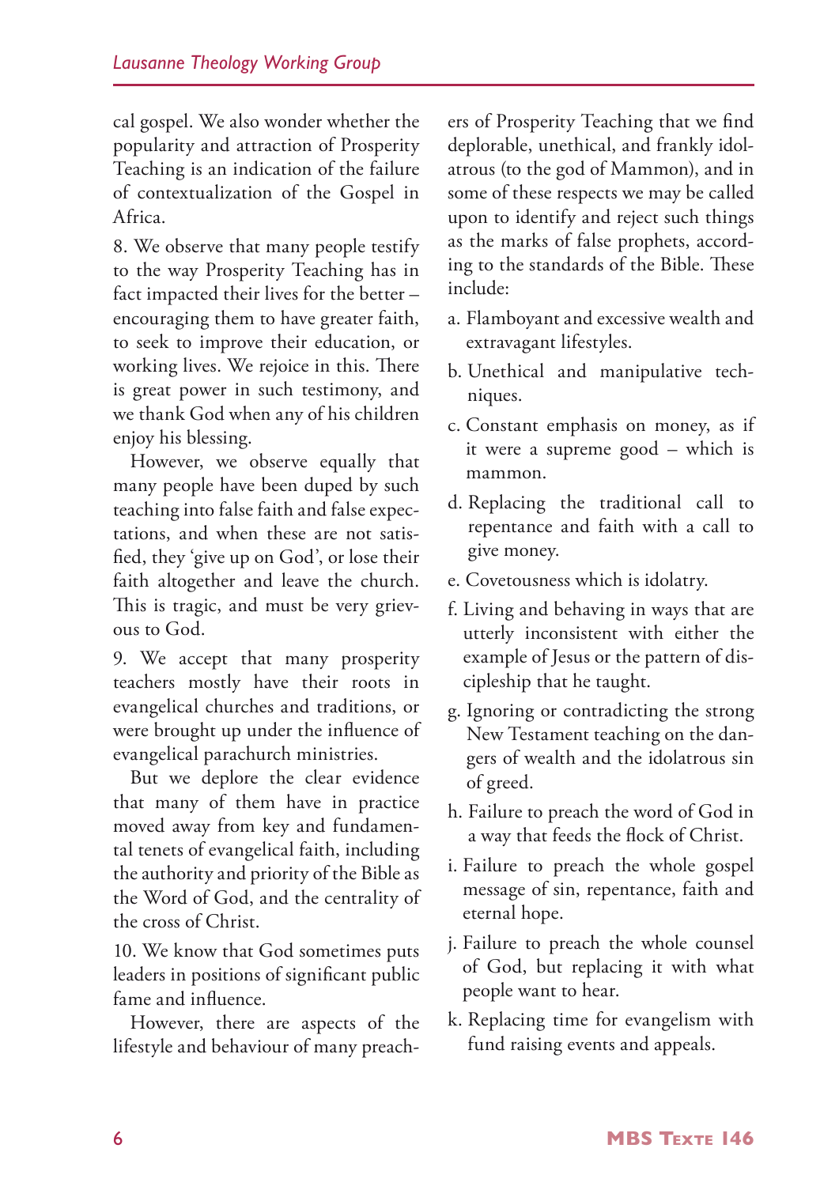cal gospel. We also wonder whether the popularity and attraction of Prosperity Teaching is an indication of the failure of contextualization of the Gospel in Africa.

8. We observe that many people testify to the way Prosperity Teaching has in fact impacted their lives for the better – encouraging them to have greater faith, to seek to improve their education, or working lives. We rejoice in this. There is great power in such testimony, and we thank God when any of his children enjoy his blessing.

However, we observe equally that many people have been duped by such teaching into false faith and false expectations, and when these are not satisfied, they 'give up on God', or lose their faith altogether and leave the church. This is tragic, and must be very grievous to God.

9. We accept that many prosperity teachers mostly have their roots in evangelical churches and traditions, or were brought up under the influence of evangelical parachurch ministries.

But we deplore the clear evidence that many of them have in practice moved away from key and fundamental tenets of evangelical faith, including the authority and priority of the Bible as the Word of God, and the centrality of the cross of Christ.

10. We know that God sometimes puts leaders in positions of significant public fame and influence.

However, there are aspects of the lifestyle and behaviour of many preachers of Prosperity Teaching that we find deplorable, unethical, and frankly idolatrous (to the god of Mammon), and in some of these respects we may be called upon to identify and reject such things as the marks of false prophets, according to the standards of the Bible. These include:

a. Flamboyant and excessive wealth and extravagant lifestyles.
b. Unethical and manipulative techniques.
c. Constant emphasis on money, as if it were a supreme good – which is mammon.
d. Replacing the traditional call to repentance and faith with a call to give money.
e. Covetousness which is idolatry.
f. Living and behaving in ways that are utterly inconsistent with either the example of Jesus or the pattern of discipleship that he taught.
g. Ignoring or contradicting the strong New Testament teaching on the dangers of wealth and the idolatrous sin of greed.
h. Failure to preach the word of God in a way that feeds the flock of Christ.
i. Failure to preach the whole gospel message of sin, repentance, faith and eternal hope.
j. Failure to preach the whole counsel of God, but replacing it with what people want to hear.
k. Replacing time for evangelism with fund raising events and appeals.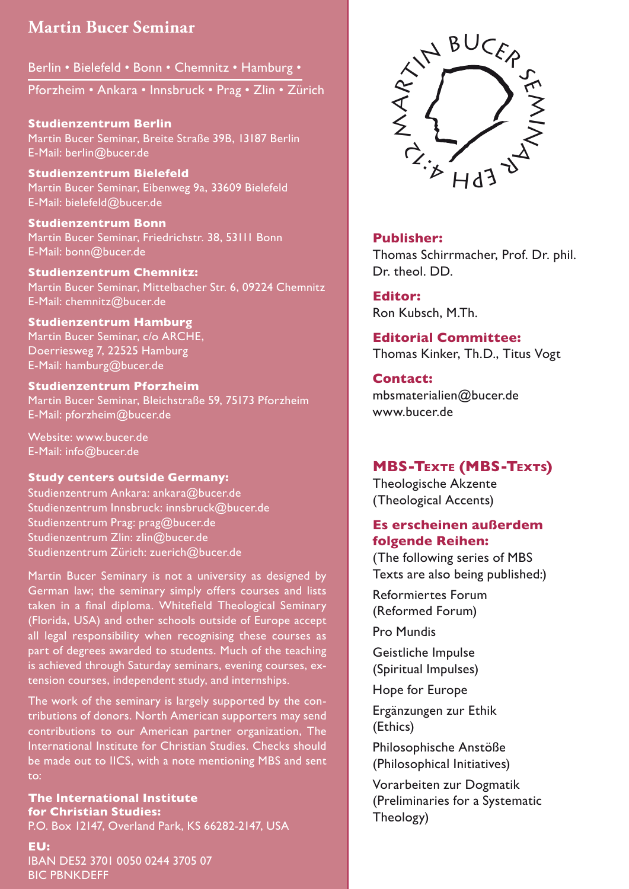# Martin Bucer Seminar

Berlin • Bielefeld • Bonn • Chemnitz • Hamburg • Pforzheim • Ankara • Innsbruck • Prag • Zlin • Zürich

**Studienzentrum Berlin**
Martin Bucer Seminar, Breite Straße 39B, 13187 Berlin
E-Mail: berlin@bucer.de

**Studienzentrum Bielefeld**
Martin Bucer Seminar, Eibenweg 9a, 33609 Bielefeld
E-Mail: bielefeld@bucer.de

**Studienzentrum Bonn**
Martin Bucer Seminar, Friedrichstr. 38, 53111 Bonn
E-Mail: bonn@bucer.de

**Studienzentrum Chemnitz:**
Martin Bucer Seminar, Mittelbacher Str. 6, 09224 Chemnitz
E-Mail: chemnitz@bucer.de

**Studienzentrum Hamburg**
Martin Bucer Seminar, c/o ARCHE,
Doerriesweg 7, 22525 Hamburg
E-Mail: hamburg@bucer.de

**Studienzentrum Pforzheim**
Martin Bucer Seminar, Bleichstraße 59, 75173 Pforzheim
E-Mail: pforzheim@bucer.de

Website: www.bucer.de
E-Mail: info@bucer.de

**Study centers outside Germany:**
Studienzentrum Ankara: ankara@bucer.de
Studienzentrum Innsbruck: innsbruck@bucer.de
Studienzentrum Prag: prag@bucer.de
Studienzentrum Zlin: zlin@bucer.de
Studienzentrum Zürich: zuerich@bucer.de

Martin Bucer Seminary is not a university as designed by German law; the seminary simply offers courses and lists taken in a final diploma. Whitefield Theological Seminary (Florida, USA) and other schools outside of Europe accept all legal responsibility when recognising these courses as part of degrees awarded to students. Much of the teaching is achieved through Saturday seminars, evening courses, extension courses, independent study, and internships.

The work of the seminary is largely supported by the contributions of donors. North American supporters may send contributions to our American partner organization, The International Institute for Christian Studies. Checks should be made out to IICS, with a note mentioning MBS and sent to:

**The International Institute for Christian Studies:**
P.O. Box 12147, Overland Park, KS 66282-2147, USA

**EU:**
IBAN DE52 3701 0050 0244 3705 07
BIC PBNKDEFF

MARTIN BUCER SEMINAR EPH 4:12

**Publisher:**
Thomas Schirrmacher, Prof. Dr. phil. Dr. theol. DD.

**Editor:**
Ron Kubsch, M.Th.

**Editorial Committee:**
Thomas Kinker, Th.D., Titus Vogt

**Contact:**
mbsmaterialien@bucer.de
www.bucer.de

## MBS-Texte (MBS-Texts)

Theologische Akzente
(Theological Accents)

**Es erscheinen außerdem folgende Reihen:**
(The following series of MBS Texts are also being published:)

Reformiertes Forum
(Reformed Forum)

Pro Mundis

Geistliche Impulse
(Spiritual Impulses)

Hope for Europe

Ergänzungen zur Ethik
(Ethics)

Philosophische Anstöße
(Philosophical Initiatives)

Vorarbeiten zur Dogmatik
(Preliminaries for a Systematic Theology)